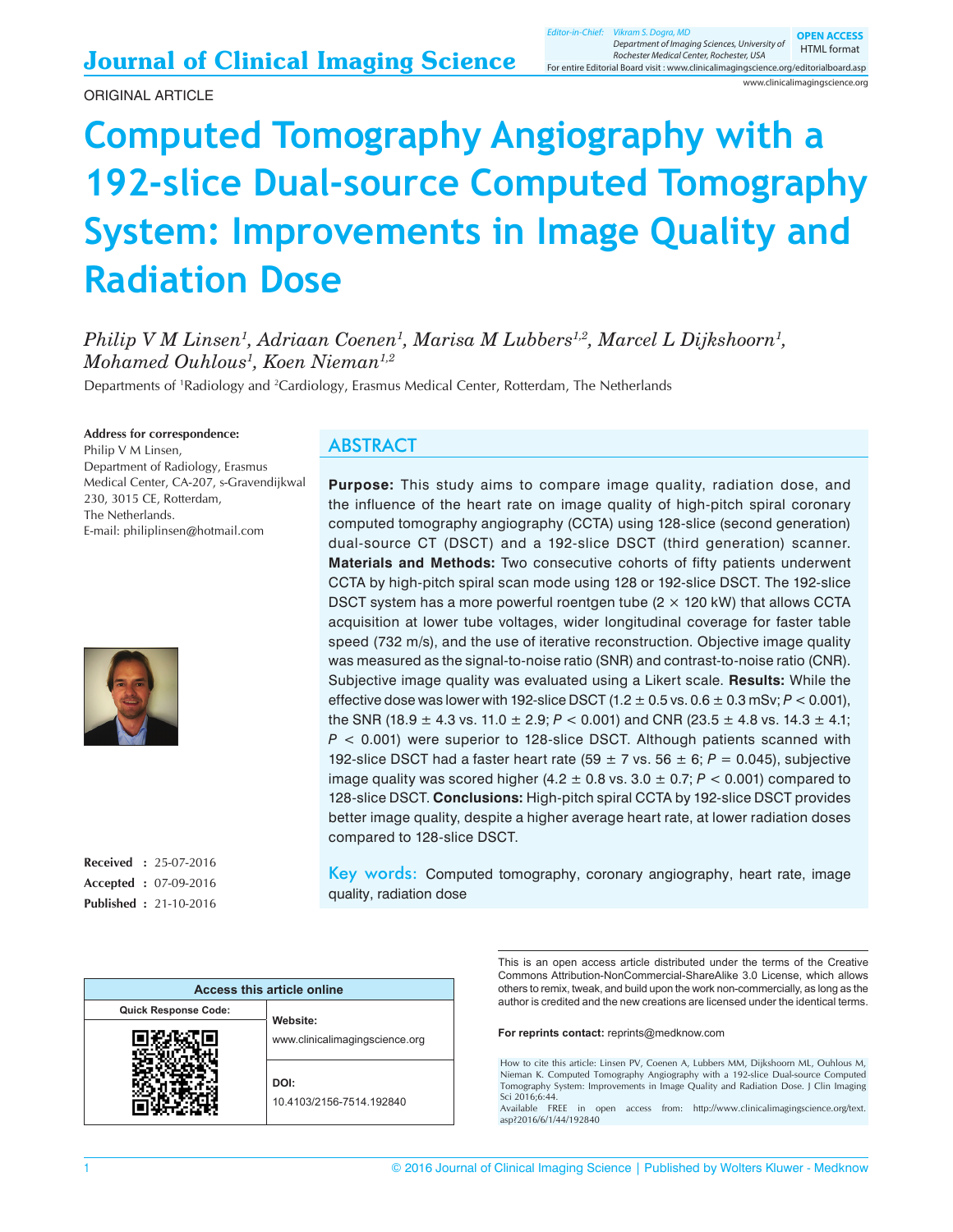ORIGINAL ARTICLE

# Computed Tomography Angiography with a 192-slice Dual-source Computed Tomography System: Improvements in Image Quality and Radiation Dose

*Philip V M Linsen[1], Adriaan Coenen[1], Marisa M Lubbers[1,2], Marcel L Dijkshoorn[1], Mohamed Ouhlous[1], Koen Nieman[1,2]*

Departments of [1]Radiology and [2]Cardiology, Erasmus Medical Center, Rotterdam, The Netherlands

**Address for correspondence:**
Philip V M Linsen,
Department of Radiology, Erasmus Medical Center, CA-207, s-Gravendijkwal 230, 3015 CE, Rotterdam,
The Netherlands.
E-mail: philiplinsen@hotmail.com

**Received :** 25-07-2016
**Accepted :** 07-09-2016
**Published :** 21-10-2016

## ABSTRACT

**Purpose:** This study aims to compare image quality, radiation dose, and the influence of the heart rate on image quality of high-pitch spiral coronary computed tomography angiography (CCTA) using 128-slice (second generation) dual-source CT (DSCT) and a 192-slice DSCT (third generation) scanner. **Materials and Methods:** Two consecutive cohorts of fifty patients underwent CCTA by high-pitch spiral scan mode using 128 or 192-slice DSCT. The 192-slice DSCT system has a more powerful roentgen tube (2 × 120 kW) that allows CCTA acquisition at lower tube voltages, wider longitudinal coverage for faster table speed (732 m/s), and the use of iterative reconstruction. Objective image quality was measured as the signal-to-noise ratio (SNR) and contrast-to-noise ratio (CNR). Subjective image quality was evaluated using a Likert scale. **Results:** While the effective dose was lower with 192-slice DSCT (1.2 ± 0.5 vs. 0.6 ± 0.3 mSv; $P < 0.001$), the SNR (18.9 ± 4.3 vs. 11.0 ± 2.9; $P < 0.001$) and CNR (23.5 ± 4.8 vs. 14.3 ± 4.1; $P < 0.001$) were superior to 128-slice DSCT. Although patients scanned with 192-slice DSCT had a faster heart rate (59 ± 7 vs. 56 ± 6; $P = 0.045$), subjective image quality was scored higher (4.2 ± 0.8 vs. 3.0 ± 0.7; $P < 0.001$) compared to 128-slice DSCT. **Conclusions:** High-pitch spiral CCTA by 192-slice DSCT provides better image quality, despite a higher average heart rate, at lower radiation doses compared to 128-slice DSCT.

**Key words:** Computed tomography, coronary angiography, heart rate, image quality, radiation dose

| Access this article online | |
|---|---|
| Quick Response Code: | **Website:** www.clinicalimagingscience.org |
| | **DOI:** 10.4103/2156-7514.192840 |

This is an open access article distributed under the terms of the Creative Commons Attribution-NonCommercial-ShareAlike 3.0 License, which allows others to remix, tweak, and build upon the work non-commercially, as long as the author is credited and the new creations are licensed under the identical terms.

**For reprints contact:** reprints@medknow.com

How to cite this article: Linsen PV, Coenen A, Lubbers MM, Dijkshoorn ML, Ouhlous M, Nieman K. Computed Tomography Angiography with a 192-slice Dual-source Computed Tomography System: Improvements in Image Quality and Radiation Dose. J Clin Imaging Sci 2016;6:44.
Available FREE in open access from: http://www.clinicalimagingscience.org/text.asp?2016/6/1/44/192840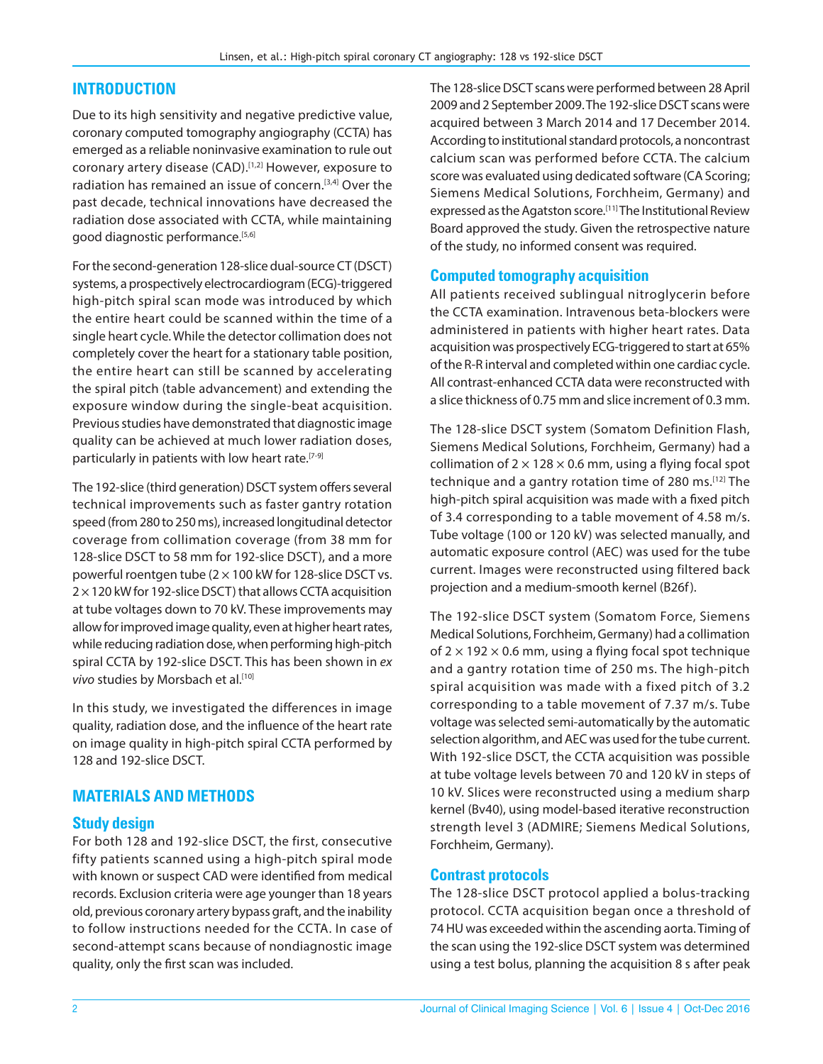## INTRODUCTION

Due to its high sensitivity and negative predictive value, coronary computed tomography angiography (CCTA) has emerged as a reliable noninvasive examination to rule out coronary artery disease (CAD).[1,2] However, exposure to radiation has remained an issue of concern.[3,4] Over the past decade, technical innovations have decreased the radiation dose associated with CCTA, while maintaining good diagnostic performance.[5,6]

For the second-generation 128-slice dual-source CT (DSCT) systems, a prospectively electrocardiogram (ECG)-triggered high-pitch spiral scan mode was introduced by which the entire heart could be scanned within the time of a single heart cycle. While the detector collimation does not completely cover the heart for a stationary table position, the entire heart can still be scanned by accelerating the spiral pitch (table advancement) and extending the exposure window during the single-beat acquisition. Previous studies have demonstrated that diagnostic image quality can be achieved at much lower radiation doses, particularly in patients with low heart rate.[7-9]

The 192-slice (third generation) DSCT system offers several technical improvements such as faster gantry rotation speed (from 280 to 250 ms), increased longitudinal detector coverage from collimation coverage (from 38 mm for 128-slice DSCT to 58 mm for 192-slice DSCT), and a more powerful roentgen tube (2 × 100 kW for 128-slice DSCT vs. 2 × 120 kW for 192-slice DSCT) that allows CCTA acquisition at tube voltages down to 70 kV. These improvements may allow for improved image quality, even at higher heart rates, while reducing radiation dose, when performing high-pitch spiral CCTA by 192-slice DSCT. This has been shown in *ex vivo* studies by Morsbach et al.[10]

In this study, we investigated the differences in image quality, radiation dose, and the influence of the heart rate on image quality in high-pitch spiral CCTA performed by 128 and 192-slice DSCT.

## MATERIALS AND METHODS

### Study design

For both 128 and 192-slice DSCT, the first, consecutive fifty patients scanned using a high-pitch spiral mode with known or suspect CAD were identified from medical records. Exclusion criteria were age younger than 18 years old, previous coronary artery bypass graft, and the inability to follow instructions needed for the CCTA. In case of second-attempt scans because of nondiagnostic image quality, only the first scan was included.

The 128-slice DSCT scans were performed between 28 April 2009 and 2 September 2009. The 192-slice DSCT scans were acquired between 3 March 2014 and 17 December 2014. According to institutional standard protocols, a noncontrast calcium scan was performed before CCTA. The calcium score was evaluated using dedicated software (CA Scoring; Siemens Medical Solutions, Forchheim, Germany) and expressed as the Agatston score.[11] The Institutional Review Board approved the study. Given the retrospective nature of the study, no informed consent was required.

### Computed tomography acquisition

All patients received sublingual nitroglycerin before the CCTA examination. Intravenous beta-blockers were administered in patients with higher heart rates. Data acquisition was prospectively ECG-triggered to start at 65% of the R-R interval and completed within one cardiac cycle. All contrast-enhanced CCTA data were reconstructed with a slice thickness of 0.75 mm and slice increment of 0.3 mm.

The 128-slice DSCT system (Somatom Definition Flash, Siemens Medical Solutions, Forchheim, Germany) had a collimation of 2 × 128 × 0.6 mm, using a flying focal spot technique and a gantry rotation time of 280 ms.[12] The high-pitch spiral acquisition was made with a fixed pitch of 3.4 corresponding to a table movement of 4.58 m/s. Tube voltage (100 or 120 kV) was selected manually, and automatic exposure control (AEC) was used for the tube current. Images were reconstructed using filtered back projection and a medium-smooth kernel (B26f).

The 192-slice DSCT system (Somatom Force, Siemens Medical Solutions, Forchheim, Germany) had a collimation of 2 × 192 × 0.6 mm, using a flying focal spot technique and a gantry rotation time of 250 ms. The high-pitch spiral acquisition was made with a fixed pitch of 3.2 corresponding to a table movement of 7.37 m/s. Tube voltage was selected semi-automatically by the automatic selection algorithm, and AEC was used for the tube current. With 192-slice DSCT, the CCTA acquisition was possible at tube voltage levels between 70 and 120 kV in steps of 10 kV. Slices were reconstructed using a medium sharp kernel (Bv40), using model-based iterative reconstruction strength level 3 (ADMIRE; Siemens Medical Solutions, Forchheim, Germany).

### Contrast protocols

The 128-slice DSCT protocol applied a bolus-tracking protocol. CCTA acquisition began once a threshold of 74 HU was exceeded within the ascending aorta. Timing of the scan using the 192-slice DSCT system was determined using a test bolus, planning the acquisition 8 s after peak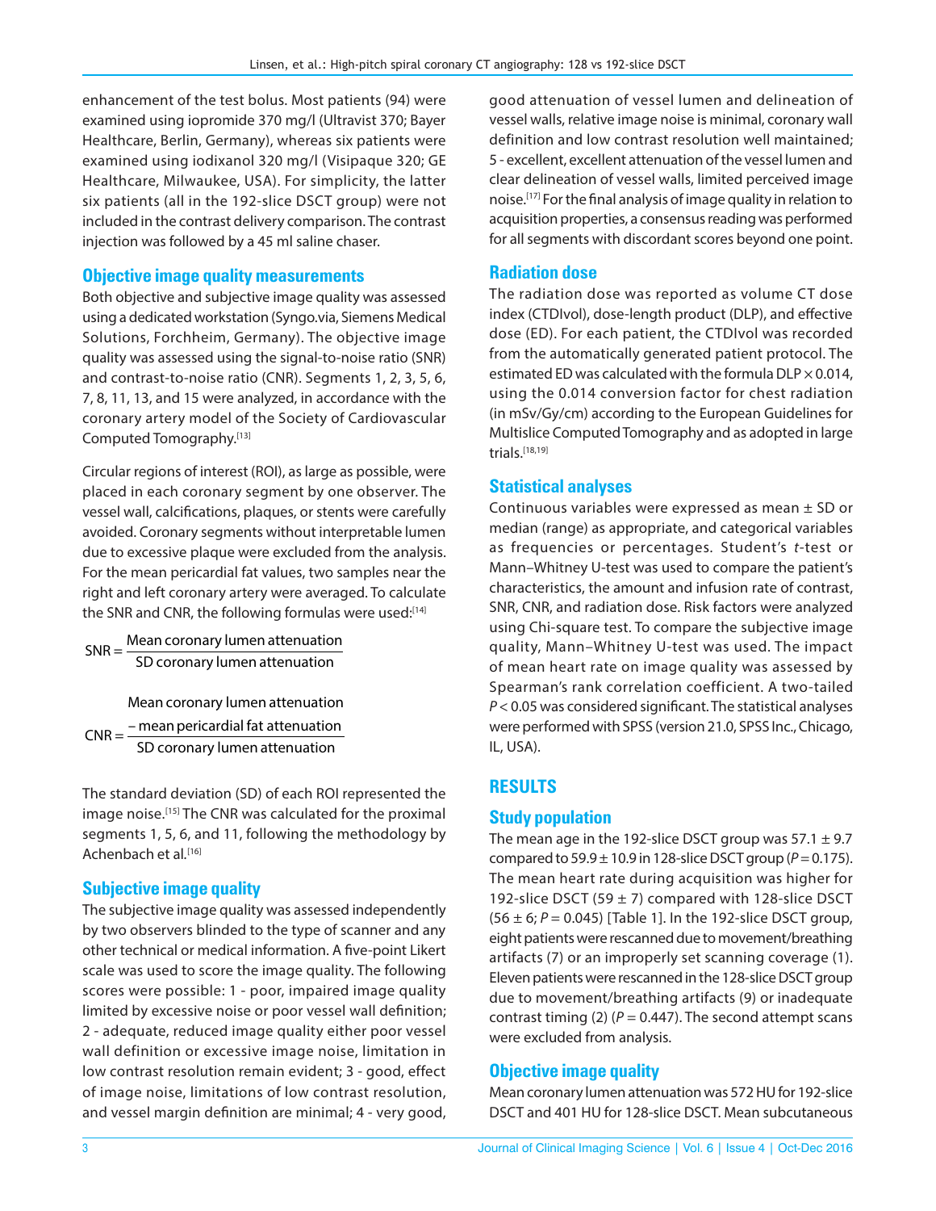enhancement of the test bolus. Most patients (94) were examined using iopromide 370 mg/l (Ultravist 370; Bayer Healthcare, Berlin, Germany), whereas six patients were examined using iodixanol 320 mg/l (Visipaque 320; GE Healthcare, Milwaukee, USA). For simplicity, the latter six patients (all in the 192-slice DSCT group) were not included in the contrast delivery comparison. The contrast injection was followed by a 45 ml saline chaser.

## Objective image quality measurements

Both objective and subjective image quality was assessed using a dedicated workstation (Syngo.via, Siemens Medical Solutions, Forchheim, Germany). The objective image quality was assessed using the signal-to-noise ratio (SNR) and contrast-to-noise ratio (CNR). Segments 1, 2, 3, 5, 6, 7, 8, 11, 13, and 15 were analyzed, in accordance with the coronary artery model of the Society of Cardiovascular Computed Tomography.[13]

Circular regions of interest (ROI), as large as possible, were placed in each coronary segment by one observer. The vessel wall, calcifications, plaques, or stents were carefully avoided. Coronary segments without interpretable lumen due to excessive plaque were excluded from the analysis. For the mean pericardial fat values, two samples near the right and left coronary artery were averaged. To calculate the SNR and CNR, the following formulas were used:[14]

$$\text{SNR} = \frac{\text{Mean coronary lumen attenuation}}{\text{SD coronary lumen attenuation}}$$

$$\text{CNR} = \frac{\text{Mean coronary lumen attenuation} - \text{mean pericardial fat attenuation}}{\text{SD coronary lumen attenuation}}$$

The standard deviation (SD) of each ROI represented the image noise.[15] The CNR was calculated for the proximal segments 1, 5, 6, and 11, following the methodology by Achenbach et al.[16]

## Subjective image quality

The subjective image quality was assessed independently by two observers blinded to the type of scanner and any other technical or medical information. A five-point Likert scale was used to score the image quality. The following scores were possible: 1 - poor, impaired image quality limited by excessive noise or poor vessel wall definition; 2 - adequate, reduced image quality either poor vessel wall definition or excessive image noise, limitation in low contrast resolution remain evident; 3 - good, effect of image noise, limitations of low contrast resolution, and vessel margin definition are minimal; 4 - very good, good attenuation of vessel lumen and delineation of vessel walls, relative image noise is minimal, coronary wall definition and low contrast resolution well maintained; 5 - excellent, excellent attenuation of the vessel lumen and clear delineation of vessel walls, limited perceived image noise.[17] For the final analysis of image quality in relation to acquisition properties, a consensus reading was performed for all segments with discordant scores beyond one point.

## Radiation dose

The radiation dose was reported as volume CT dose index (CTDIvol), dose-length product (DLP), and effective dose (ED). For each patient, the CTDIvol was recorded from the automatically generated patient protocol. The estimated ED was calculated with the formula DLP × 0.014, using the 0.014 conversion factor for chest radiation (in mSv/Gy/cm) according to the European Guidelines for Multislice Computed Tomography and as adopted in large trials.[18,19]

## Statistical analyses

Continuous variables were expressed as mean ± SD or median (range) as appropriate, and categorical variables as frequencies or percentages. Student's *t*-test or Mann–Whitney U-test was used to compare the patient's characteristics, the amount and infusion rate of contrast, SNR, CNR, and radiation dose. Risk factors were analyzed using Chi-square test. To compare the subjective image quality, Mann–Whitney U-test was used. The impact of mean heart rate on image quality was assessed by Spearman's rank correlation coefficient. A two-tailed $P < 0.05$ was considered significant. The statistical analyses were performed with SPSS (version 21.0, SPSS Inc., Chicago, IL, USA).

# RESULTS

## Study population

The mean age in the 192-slice DSCT group was 57.1 ± 9.7 compared to 59.9 ± 10.9 in 128-slice DSCT group ($P = 0.175$). The mean heart rate during acquisition was higher for 192-slice DSCT (59 ± 7) compared with 128-slice DSCT (56 ± 6; $P = 0.045$) [Table 1]. In the 192-slice DSCT group, eight patients were rescanned due to movement/breathing artifacts (7) or an improperly set scanning coverage (1). Eleven patients were rescanned in the 128-slice DSCT group due to movement/breathing artifacts (9) or inadequate contrast timing (2) ($P = 0.447$). The second attempt scans were excluded from analysis.

## Objective image quality

Mean coronary lumen attenuation was 572 HU for 192-slice DSCT and 401 HU for 128-slice DSCT. Mean subcutaneous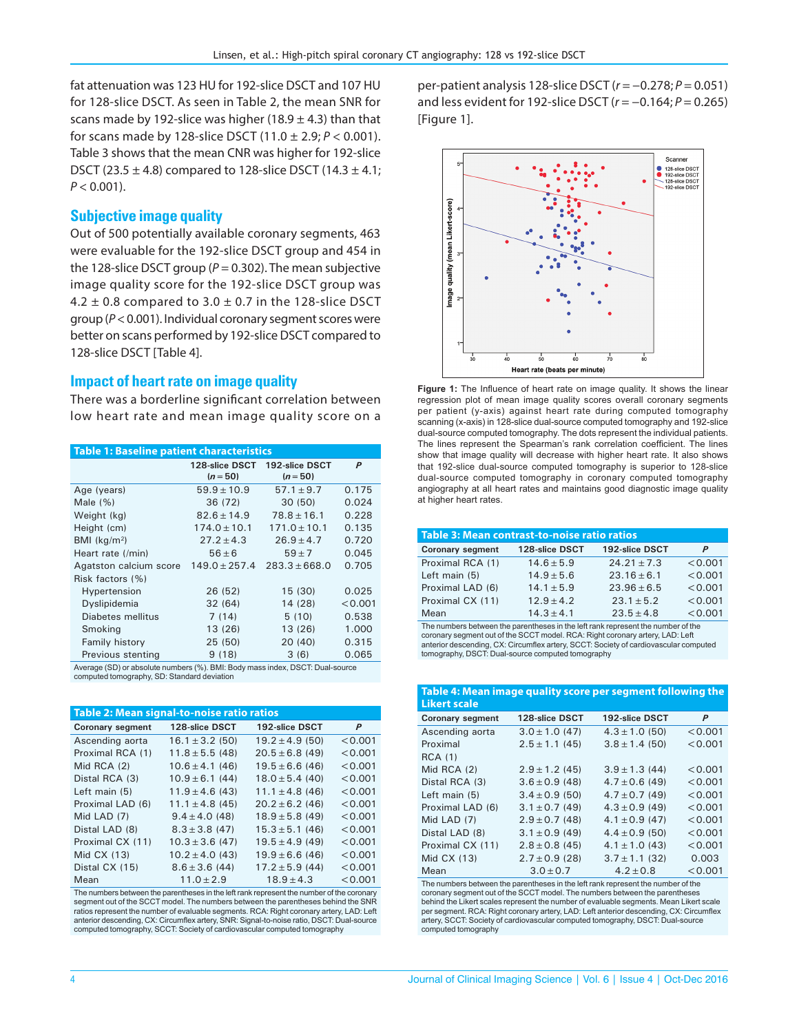fat attenuation was 123 HU for 192-slice DSCT and 107 HU for 128-slice DSCT. As seen in Table 2, the mean SNR for scans made by 192-slice was higher (18.9 ± 4.3) than that for scans made by 128-slice DSCT (11.0 ± 2.9; $P < 0.001$). Table 3 shows that the mean CNR was higher for 192-slice DSCT (23.5 ± 4.8) compared to 128-slice DSCT (14.3 ± 4.1; $P < 0.001$).

## Subjective image quality

Out of 500 potentially available coronary segments, 463 were evaluable for the 192-slice DSCT group and 454 in the 128-slice DSCT group ($P = 0.302$). The mean subjective image quality score for the 192-slice DSCT group was 4.2 ± 0.8 compared to 3.0 ± 0.7 in the 128-slice DSCT group ($P < 0.001$). Individual coronary segment scores were better on scans performed by 192-slice DSCT compared to 128-slice DSCT [Table 4].

## Impact of heart rate on image quality

There was a borderline significant correlation between low heart rate and mean image quality score on a per-patient analysis 128-slice DSCT ($r = -0.278$; $P = 0.051$) and less evident for 192-slice DSCT ($r = -0.164$; $P = 0.265$) [Figure 1].

**Figure 1:** The Influence of heart rate on image quality. It shows the linear regression plot of mean image quality scores overall coronary segments per patient (y-axis) against heart rate during computed tomography scanning (x-axis) in 128-slice dual-source computed tomography and 192-slice dual-source computed tomography. The dots represent the individual patients. The lines represent the Spearman's rank correlation coefficient. The lines show that image quality will decrease with higher heart rate. It also shows that 192-slice dual-source computed tomography is superior to 128-slice dual-source computed tomography in coronary computed tomography angiography at all heart rates and maintains good diagnostic image quality at higher heart rates.

**Table 1: Baseline patient characteristics**

| | 128-slice DSCT ($n = 50$) | 192-slice DSCT ($n = 50$) | P |
|---|---|---|---|
| Age (years) | 59.9 ± 10.9 | 57.1 ± 9.7 | 0.175 |
| Male (%) | 36 (72) | 30 (50) | 0.024 |
| Weight (kg) | 82.6 ± 14.9 | 78.8 ± 16.1 | 0.228 |
| Height (cm) | 174.0 ± 10.1 | 171.0 ± 10.1 | 0.135 |
| BMI (kg/m²) | 27.2 ± 4.3 | 26.9 ± 4.7 | 0.720 |
| Heart rate (/min) | 56 ± 6 | 59 ± 7 | 0.045 |
| Agatston calcium score | 149.0 ± 257.4 | 283.3 ± 668.0 | 0.705 |
| Risk factors (%) | | | |
| Hypertension | 26 (52) | 15 (30) | 0.025 |
| Dyslipidemia | 32 (64) | 14 (28) | <0.001 |
| Diabetes mellitus | 7 (14) | 5 (10) | 0.538 |
| Smoking | 13 (26) | 13 (26) | 1.000 |
| Family history | 25 (50) | 20 (40) | 0.315 |
| Previous stenting | 9 (18) | 3 (6) | 0.065 |

Average (SD) or absolute numbers (%). BMI: Body mass index, DSCT: Dual-source computed tomography, SD: Standard deviation

**Table 2: Mean signal-to-noise ratio ratios**

| Coronary segment | 128-slice DSCT | 192-slice DSCT | P |
|---|---|---|---|
| Ascending aorta | 16.1 ± 3.2 (50) | 19.2 ± 4.9 (50) | <0.001 |
| Proximal RCA (1) | 11.8 ± 5.5 (48) | 20.5 ± 6.8 (49) | <0.001 |
| Mid RCA (2) | 10.6 ± 4.1 (46) | 19.5 ± 6.6 (46) | <0.001 |
| Distal RCA (3) | 10.9 ± 6.1 (44) | 18.0 ± 5.4 (40) | <0.001 |
| Left main (5) | 11.9 ± 4.6 (43) | 11.1 ± 4.8 (46) | <0.001 |
| Proximal LAD (6) | 11.1 ± 4.8 (45) | 20.2 ± 6.2 (46) | <0.001 |
| Mid LAD (7) | 9.4 ± 4.0 (48) | 18.9 ± 5.8 (49) | <0.001 |
| Distal LAD (8) | 8.3 ± 3.8 (47) | 15.3 ± 5.1 (46) | <0.001 |
| Proximal CX (11) | 10.3 ± 3.6 (47) | 19.5 ± 4.9 (49) | <0.001 |
| Mid CX (13) | 10.2 ± 4.0 (43) | 19.9 ± 6.6 (46) | <0.001 |
| Distal CX (15) | 8.6 ± 3.6 (44) | 17.2 ± 5.9 (44) | <0.001 |
| Mean | 11.0 ± 2.9 | 18.9 ± 4.3 | <0.001 |

The numbers between the parentheses in the left rank represent the number of the coronary segment out of the SCCT model. The numbers between the parentheses behind the SNR ratios represent the number of evaluable segments. RCA: Right coronary artery, LAD: Left anterior descending, CX: Circumflex artery, SNR: Signal-to-noise ratio, DSCT: Dual-source computed tomography, SCCT: Society of cardiovascular computed tomography

**Table 3: Mean contrast-to-noise ratio ratios**

| Coronary segment | 128-slice DSCT | 192-slice DSCT | P |
|---|---|---|---|
| Proximal RCA (1) | 14.6 ± 5.9 | 24.21 ± 7.3 | <0.001 |
| Left main (5) | 14.9 ± 5.6 | 23.16 ± 6.1 | <0.001 |
| Proximal LAD (6) | 14.1 ± 5.9 | 23.96 ± 6.5 | <0.001 |
| Proximal CX (11) | 12.9 ± 4.2 | 23.1 ± 5.2 | <0.001 |
| Mean | 14.3 ± 4.1 | 23.5 ± 4.8 | <0.001 |

The numbers between the parentheses in the left rank represent the number of the coronary segment out of the SCCT model. RCA: Right coronary artery, LAD: Left anterior descending, CX: Circumflex artery, SCCT: Society of cardiovascular computed tomography, DSCT: Dual-source computed tomography

**Table 4: Mean image quality score per segment following the Likert scale**

| Coronary segment | 128-slice DSCT | 192-slice DSCT | P |
|---|---|---|---|
| Ascending aorta | 3.0 ± 1.0 (47) | 4.3 ± 1.0 (50) | <0.001 |
| Proximal RCA (1) | 2.5 ± 1.1 (45) | 3.8 ± 1.4 (50) | <0.001 |
| Mid RCA (2) | 2.9 ± 1.2 (45) | 3.9 ± 1.3 (44) | <0.001 |
| Distal RCA (3) | 3.6 ± 0.9 (48) | 4.7 ± 0.6 (49) | <0.001 |
| Left main (5) | 3.4 ± 0.9 (50) | 4.7 ± 0.7 (49) | <0.001 |
| Proximal LAD (6) | 3.1 ± 0.7 (49) | 4.3 ± 0.9 (49) | <0.001 |
| Mid LAD (7) | 2.9 ± 0.7 (48) | 4.1 ± 0.9 (47) | <0.001 |
| Distal LAD (8) | 3.1 ± 0.9 (49) | 4.4 ± 0.9 (50) | <0.001 |
| Proximal CX (11) | 2.8 ± 0.8 (45) | 4.1 ± 1.0 (43) | <0.001 |
| Mid CX (13) | 2.7 ± 0.9 (28) | 3.7 ± 1.1 (32) | 0.003 |
| Mean | 3.0 ± 0.7 | 4.2 ± 0.8 | <0.001 |

The numbers between the parentheses in the left rank represent the number of the coronary segment out of the SCCT model. The numbers between the parentheses behind the Likert scales represent the number of evaluable segments. Mean Likert scale per segment. RCA: Right coronary artery, LAD: Left anterior descending, CX: Circumflex artery, SCCT: Society of cardiovascular computed tomography, DSCT: Dual-source computed tomography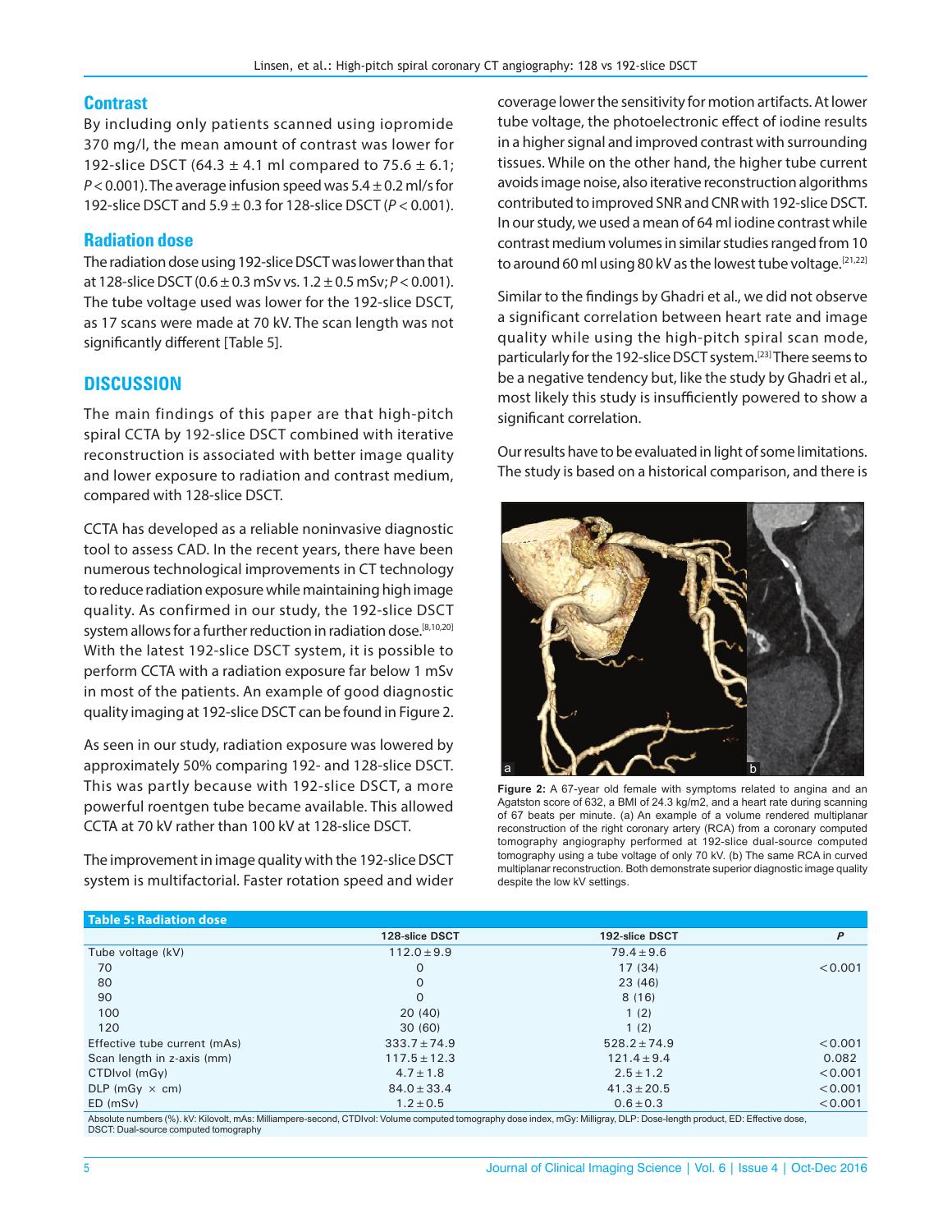## Contrast

By including only patients scanned using iopromide 370 mg/l, the mean amount of contrast was lower for 192-slice DSCT (64.3 ± 4.1 ml compared to 75.6 ± 6.1; $P < 0.001$). The average infusion speed was 5.4 ± 0.2 ml/s for 192-slice DSCT and 5.9 ± 0.3 for 128-slice DSCT ($P < 0.001$).

## Radiation dose

The radiation dose using 192-slice DSCT was lower than that at 128-slice DSCT (0.6 ± 0.3 mSv vs. 1.2 ± 0.5 mSv; $P < 0.001$). The tube voltage used was lower for the 192-slice DSCT, as 17 scans were made at 70 kV. The scan length was not significantly different [Table 5].

# DISCUSSION

The main findings of this paper are that high-pitch spiral CCTA by 192-slice DSCT combined with iterative reconstruction is associated with better image quality and lower exposure to radiation and contrast medium, compared with 128-slice DSCT.

CCTA has developed as a reliable noninvasive diagnostic tool to assess CAD. In the recent years, there have been numerous technological improvements in CT technology to reduce radiation exposure while maintaining high image quality. As confirmed in our study, the 192-slice DSCT system allows for a further reduction in radiation dose.[8,10,20] With the latest 192-slice DSCT system, it is possible to perform CCTA with a radiation exposure far below 1 mSv in most of the patients. An example of good diagnostic quality imaging at 192-slice DSCT can be found in Figure 2.

As seen in our study, radiation exposure was lowered by approximately 50% comparing 192- and 128-slice DSCT. This was partly because with 192-slice DSCT, a more powerful roentgen tube became available. This allowed CCTA at 70 kV rather than 100 kV at 128-slice DSCT.

The improvement in image quality with the 192-slice DSCT system is multifactorial. Faster rotation speed and wider coverage lower the sensitivity for motion artifacts. At lower tube voltage, the photoelectronic effect of iodine results in a higher signal and improved contrast with surrounding tissues. While on the other hand, the higher tube current avoids image noise, also iterative reconstruction algorithms contributed to improved SNR and CNR with 192-slice DSCT. In our study, we used a mean of 64 ml iodine contrast while contrast medium volumes in similar studies ranged from 10 to around 60 ml using 80 kV as the lowest tube voltage.[21,22]

Similar to the findings by Ghadri et al., we did not observe a significant correlation between heart rate and image quality while using the high-pitch spiral scan mode, particularly for the 192-slice DSCT system.[23] There seems to be a negative tendency but, like the study by Ghadri et al., most likely this study is insufficiently powered to show a significant correlation.

Our results have to be evaluated in light of some limitations. The study is based on a historical comparison, and there is

**Figure 2:** A 67-year old female with symptoms related to angina and an Agatston score of 632, a BMI of 24.3 kg/m2, and a heart rate during scanning of 67 beats per minute. (a) An example of a volume rendered multiplanar reconstruction of the right coronary artery (RCA) from a coronary computed tomography angiography performed at 192-slice dual-source computed tomography using a tube voltage of only 70 kV. (b) The same RCA in curved multiplanar reconstruction. Both demonstrate superior diagnostic image quality despite the low kV settings.

**Table 5: Radiation dose**

| | 128-slice DSCT | 192-slice DSCT | P |
|---|---|---|---|
| Tube voltage (kV) | 112.0±9.9 | 79.4±9.6 | |
| 70 | 0 | 17 (34) | <0.001 |
| 80 | 0 | 23 (46) | |
| 90 | 0 | 8 (16) | |
| 100 | 20 (40) | 1 (2) | |
| 120 | 30 (60) | 1 (2) | |
| Effective tube current (mAs) | 333.7±74.9 | 528.2±74.9 | <0.001 |
| Scan length in z-axis (mm) | 117.5±12.3 | 121.4±9.4 | 0.082 |
| CTDIvol (mGy) | 4.7±1.8 | 2.5±1.2 | <0.001 |
| DLP (mGy × cm) | 84.0±33.4 | 41.3±20.5 | <0.001 |
| ED (mSv) | 1.2±0.5 | 0.6±0.3 | <0.001 |

Absolute numbers (%). kV: Kilovolt, mAs: Milliampere-second, CTDIvol: Volume computed tomography dose index, mGy: Milligray, DLP: Dose-length product, ED: Effective dose, DSCT: Dual-source computed tomography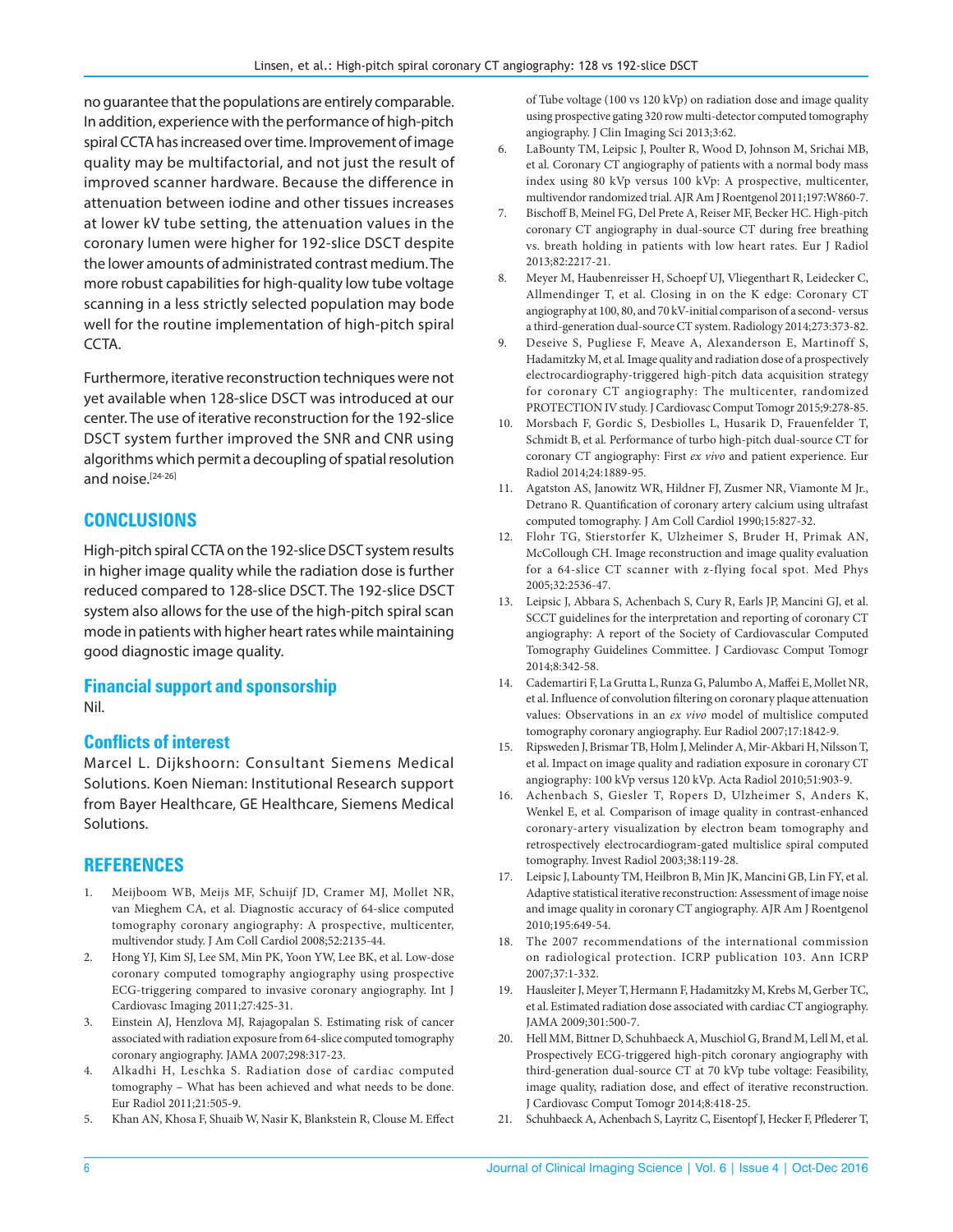no guarantee that the populations are entirely comparable. In addition, experience with the performance of high-pitch spiral CCTA has increased over time. Improvement of image quality may be multifactorial, and not just the result of improved scanner hardware. Because the difference in attenuation between iodine and other tissues increases at lower kV tube setting, the attenuation values in the coronary lumen were higher for 192-slice DSCT despite the lower amounts of administrated contrast medium. The more robust capabilities for high-quality low tube voltage scanning in a less strictly selected population may bode well for the routine implementation of high-pitch spiral CCTA.

Furthermore, iterative reconstruction techniques were not yet available when 128-slice DSCT was introduced at our center. The use of iterative reconstruction for the 192-slice DSCT system further improved the SNR and CNR using algorithms which permit a decoupling of spatial resolution and noise.[24-26]

## CONCLUSIONS

High-pitch spiral CCTA on the 192-slice DSCT system results in higher image quality while the radiation dose is further reduced compared to 128-slice DSCT. The 192-slice DSCT system also allows for the use of the high-pitch spiral scan mode in patients with higher heart rates while maintaining good diagnostic image quality.

### Financial support and sponsorship

Nil.

### Conflicts of interest

Marcel L. Dijkshoorn: Consultant Siemens Medical Solutions. Koen Nieman: Institutional Research support from Bayer Healthcare, GE Healthcare, Siemens Medical Solutions.

## REFERENCES

1. Meijboom WB, Meijs MF, Schuijf JD, Cramer MJ, Mollet NR, van Mieghem CA, et al. Diagnostic accuracy of 64-slice computed tomography coronary angiography: A prospective, multicenter, multivendor study. J Am Coll Cardiol 2008;52:2135-44.
2. Hong YJ, Kim SJ, Lee SM, Min PK, Yoon YW, Lee BK, et al. Low-dose coronary computed tomography angiography using prospective ECG-triggering compared to invasive coronary angiography. Int J Cardiovasc Imaging 2011;27:425-31.
3. Einstein AJ, Henzlova MJ, Rajagopalan S. Estimating risk of cancer associated with radiation exposure from 64-slice computed tomography coronary angiography. JAMA 2007;298:317-23.
4. Alkadhi H, Leschka S. Radiation dose of cardiac computed tomography – What has been achieved and what needs to be done. Eur Radiol 2011;21:505-9.
5. Khan AN, Khosa F, Shuaib W, Nasir K, Blankstein R, Clouse M. Effect of Tube voltage (100 vs 120 kVp) on radiation dose and image quality using prospective gating 320 row multi-detector computed tomography angiography. J Clin Imaging Sci 2013;3:62.
6. LaBounty TM, Leipsic J, Poulter R, Wood D, Johnson M, Srichai MB, et al. Coronary CT angiography of patients with a normal body mass index using 80 kVp versus 100 kVp: A prospective, multicenter, multivendor randomized trial. AJR Am J Roentgenol 2011;197:W860-7.
7. Bischoff B, Meinel FG, Del Prete A, Reiser MF, Becker HC. High-pitch coronary CT angiography in dual-source CT during free breathing vs. breath holding in patients with low heart rates. Eur J Radiol 2013;82:2217-21.
8. Meyer M, Haubenreisser H, Schoepf UJ, Vliegenthart R, Leidecker C, Allmendinger T, et al. Closing in on the K edge: Coronary CT angiography at 100, 80, and 70 kV-initial comparison of a second- versus a third-generation dual-source CT system. Radiology 2014;273:373-82.
9. Deseive S, Pugliese F, Meave A, Alexanderson E, Martinoff S, Hadamitzky M, et al. Image quality and radiation dose of a prospectively electrocardiography-triggered high-pitch data acquisition strategy for coronary CT angiography: The multicenter, randomized PROTECTION IV study. J Cardiovasc Comput Tomogr 2015;9:278-85.
10. Morsbach F, Gordic S, Desbiolles L, Husarik D, Frauenfelder T, Schmidt B, et al. Performance of turbo high-pitch dual-source CT for coronary CT angiography: First *ex vivo* and patient experience. Eur Radiol 2014;24:1889-95.
11. Agatston AS, Janowitz WR, Hildner FJ, Zusmer NR, Viamonte M Jr., Detrano R. Quantification of coronary artery calcium using ultrafast computed tomography. J Am Coll Cardiol 1990;15:827-32.
12. Flohr TG, Stierstorfer K, Ulzheimer S, Bruder H, Primak AN, McCollough CH. Image reconstruction and image quality evaluation for a 64-slice CT scanner with z-flying focal spot. Med Phys 2005;32:2536-47.
13. Leipsic J, Abbara S, Achenbach S, Cury R, Earls JP, Mancini GJ, et al. SCCT guidelines for the interpretation and reporting of coronary CT angiography: A report of the Society of Cardiovascular Computed Tomography Guidelines Committee. J Cardiovasc Comput Tomogr 2014;8:342-58.
14. Cademartiri F, La Grutta L, Runza G, Palumbo A, Maffei E, Mollet NR, et al. Influence of convolution filtering on coronary plaque attenuation values: Observations in an *ex vivo* model of multislice computed tomography coronary angiography. Eur Radiol 2007;17:1842-9.
15. Ripsweden J, Brismar TB, Holm J, Melinder A, Mir-Akbari H, Nilsson T, et al. Impact on image quality and radiation exposure in coronary CT angiography: 100 kVp versus 120 kVp. Acta Radiol 2010;51:903-9.
16. Achenbach S, Giesler T, Ropers D, Ulzheimer S, Anders K, Wenkel E, et al. Comparison of image quality in contrast-enhanced coronary-artery visualization by electron beam tomography and retrospectively electrocardiogram-gated multislice spiral computed tomography. Invest Radiol 2003;38:119-28.
17. Leipsic J, Labounty TM, Heilbron B, Min JK, Mancini GB, Lin FY, et al. Adaptive statistical iterative reconstruction: Assessment of image noise and image quality in coronary CT angiography. AJR Am J Roentgenol 2010;195:649-54.
18. The 2007 recommendations of the international commission on radiological protection. ICRP publication 103. Ann ICRP 2007;37:1-332.
19. Hausleiter J, Meyer T, Hermann F, Hadamitzky M, Krebs M, Gerber TC, et al. Estimated radiation dose associated with cardiac CT angiography. JAMA 2009;301:500-7.
20. Hell MM, Bittner D, Schuhbaeck A, Muschiol G, Brand M, Lell M, et al. Prospectively ECG-triggered high-pitch coronary angiography with third-generation dual-source CT at 70 kVp tube voltage: Feasibility, image quality, radiation dose, and effect of iterative reconstruction. J Cardiovasc Comput Tomogr 2014;8:418-25.
21. Schuhbaeck A, Achenbach S, Layritz C, Eisentopf J, Hecker F, Pflederer T,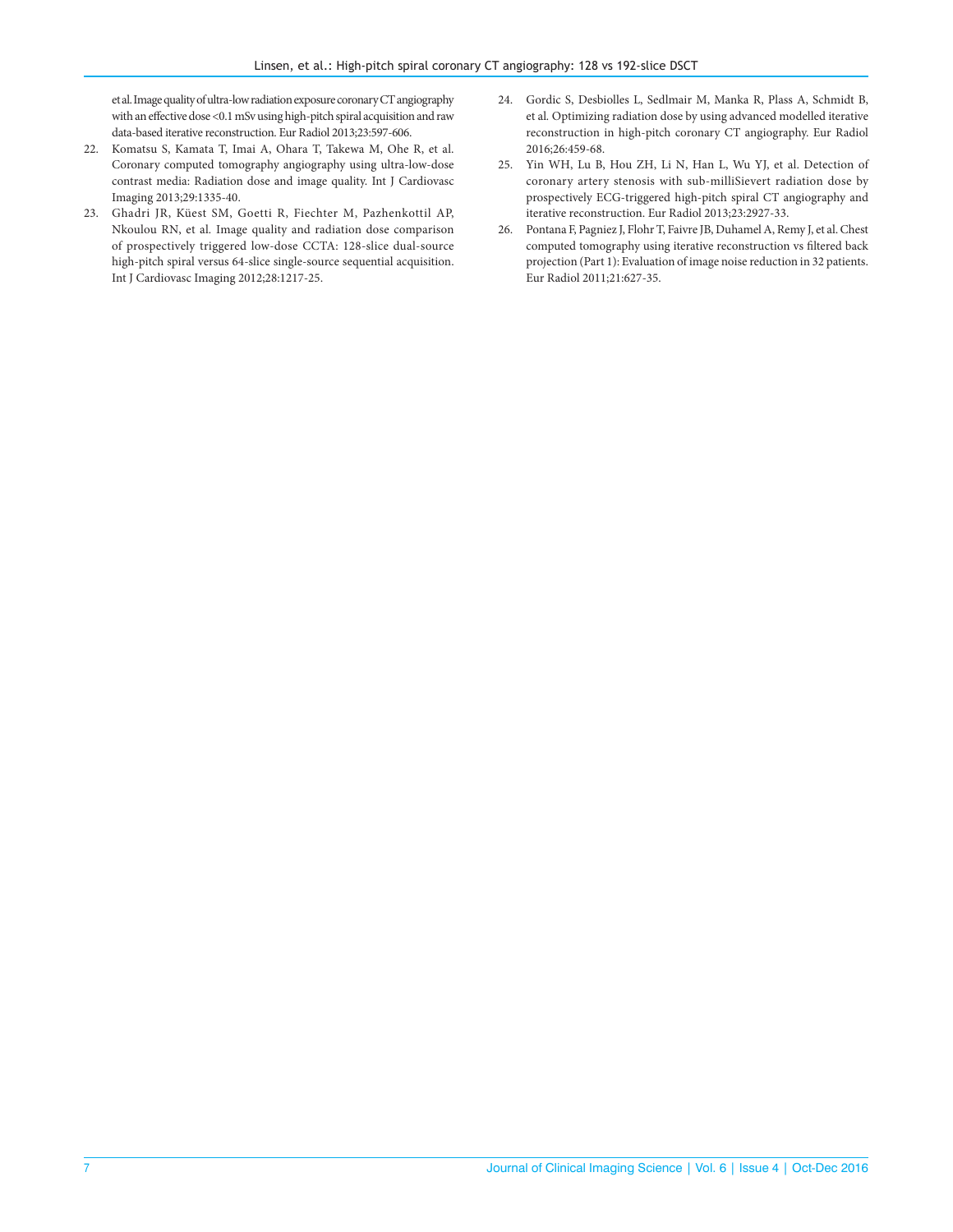et al. Image quality of ultra-low radiation exposure coronary CT angiography with an effective dose <0.1 mSv using high-pitch spiral acquisition and raw data-based iterative reconstruction. Eur Radiol 2013;23:597-606.

22. Komatsu S, Kamata T, Imai A, Ohara T, Takewa M, Ohe R, et al. Coronary computed tomography angiography using ultra-low-dose contrast media: Radiation dose and image quality. Int J Cardiovasc Imaging 2013;29:1335-40.
23. Ghadri JR, Küest SM, Goetti R, Fiechter M, Pazhenkottil AP, Nkoulou RN, et al. Image quality and radiation dose comparison of prospectively triggered low-dose CCTA: 128-slice dual-source high-pitch spiral versus 64-slice single-source sequential acquisition. Int J Cardiovasc Imaging 2012;28:1217-25.
24. Gordic S, Desbiolles L, Sedlmair M, Manka R, Plass A, Schmidt B, et al. Optimizing radiation dose by using advanced modelled iterative reconstruction in high-pitch coronary CT angiography. Eur Radiol 2016;26:459-68.
25. Yin WH, Lu B, Hou ZH, Li N, Han L, Wu YJ, et al. Detection of coronary artery stenosis with sub-milliSievert radiation dose by prospectively ECG-triggered high-pitch spiral CT angiography and iterative reconstruction. Eur Radiol 2013;23:2927-33.
26. Pontana F, Pagniez J, Flohr T, Faivre JB, Duhamel A, Remy J, et al. Chest computed tomography using iterative reconstruction vs filtered back projection (Part 1): Evaluation of image noise reduction in 32 patients. Eur Radiol 2011;21:627-35.